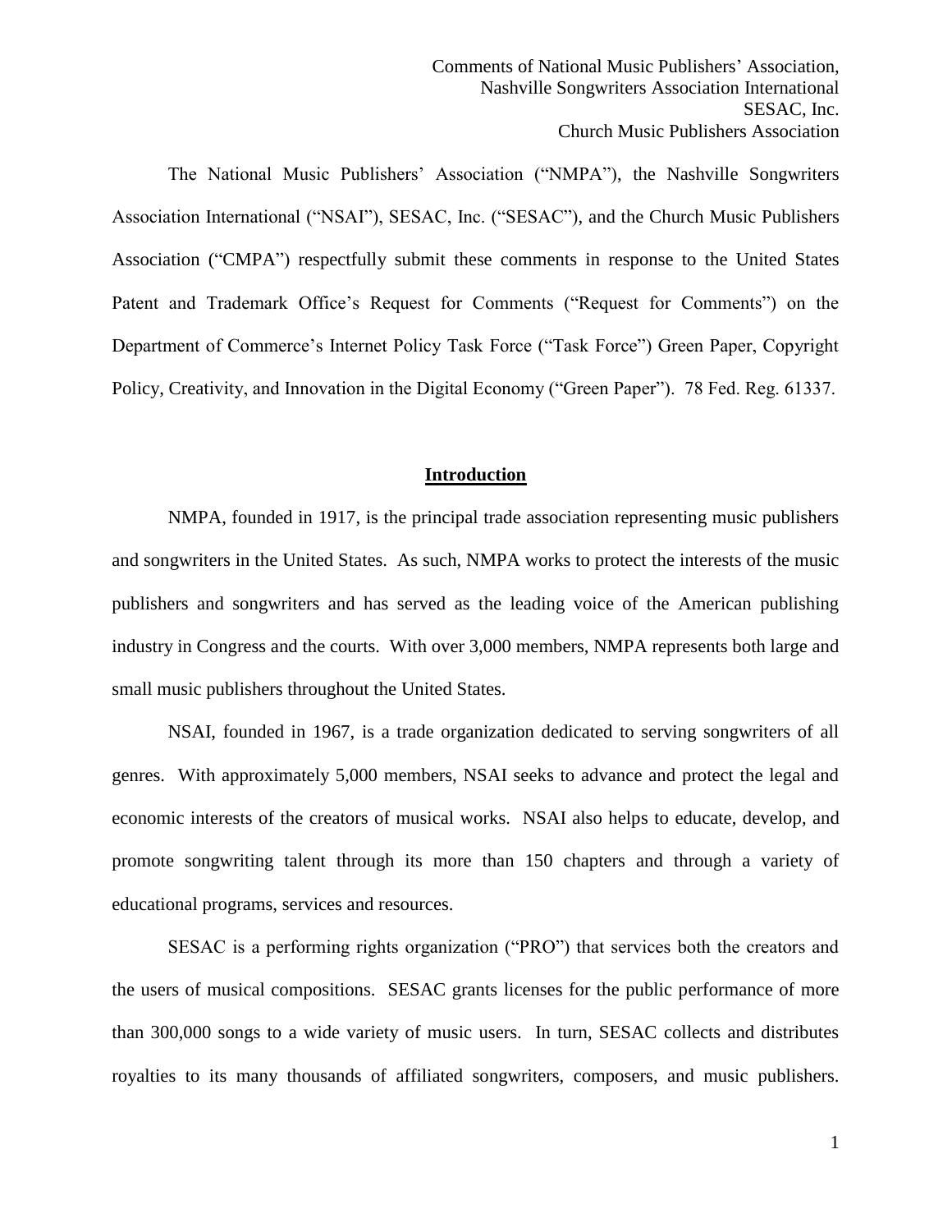Comments of National Music Publishers' Association,
Nashville Songwriters Association International
SESAC, Inc.
Church Music Publishers Association

The National Music Publishers' Association ("NMPA"), the Nashville Songwriters Association International ("NSAI"), SESAC, Inc. ("SESAC"), and the Church Music Publishers Association ("CMPA") respectfully submit these comments in response to the United States Patent and Trademark Office's Request for Comments ("Request for Comments") on the Department of Commerce's Internet Policy Task Force ("Task Force") Green Paper, Copyright Policy, Creativity, and Innovation in the Digital Economy ("Green Paper"). 78 Fed. Reg. 61337.

## Introduction

NMPA, founded in 1917, is the principal trade association representing music publishers and songwriters in the United States. As such, NMPA works to protect the interests of the music publishers and songwriters and has served as the leading voice of the American publishing industry in Congress and the courts. With over 3,000 members, NMPA represents both large and small music publishers throughout the United States.

NSAI, founded in 1967, is a trade organization dedicated to serving songwriters of all genres. With approximately 5,000 members, NSAI seeks to advance and protect the legal and economic interests of the creators of musical works. NSAI also helps to educate, develop, and promote songwriting talent through its more than 150 chapters and through a variety of educational programs, services and resources.

SESAC is a performing rights organization ("PRO") that services both the creators and the users of musical compositions. SESAC grants licenses for the public performance of more than 300,000 songs to a wide variety of music users. In turn, SESAC collects and distributes royalties to its many thousands of affiliated songwriters, composers, and music publishers.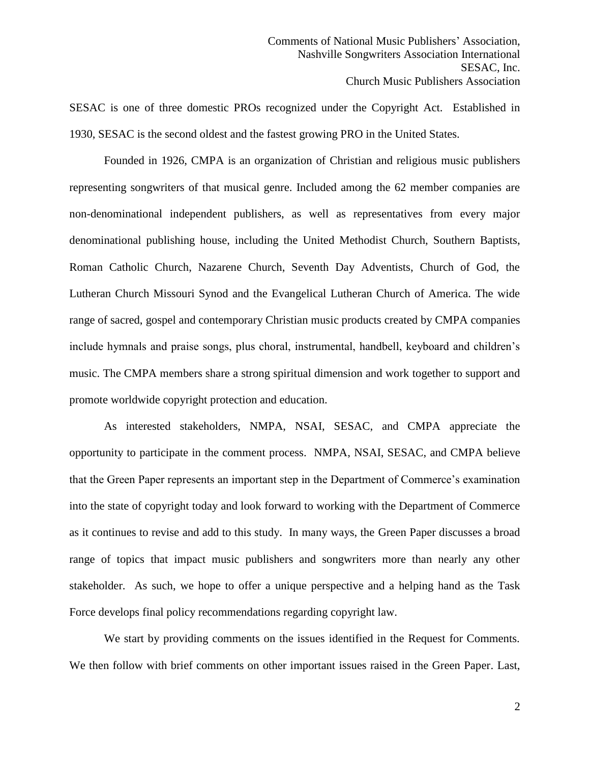SESAC is one of three domestic PROs recognized under the Copyright Act. Established in 1930, SESAC is the second oldest and the fastest growing PRO in the United States.

Founded in 1926, CMPA is an organization of Christian and religious music publishers representing songwriters of that musical genre. Included among the 62 member companies are non-denominational independent publishers, as well as representatives from every major denominational publishing house, including the United Methodist Church, Southern Baptists, Roman Catholic Church, Nazarene Church, Seventh Day Adventists, Church of God, the Lutheran Church Missouri Synod and the Evangelical Lutheran Church of America. The wide range of sacred, gospel and contemporary Christian music products created by CMPA companies include hymnals and praise songs, plus choral, instrumental, handbell, keyboard and children's music. The CMPA members share a strong spiritual dimension and work together to support and promote worldwide copyright protection and education.

As interested stakeholders, NMPA, NSAI, SESAC, and CMPA appreciate the opportunity to participate in the comment process. NMPA, NSAI, SESAC, and CMPA believe that the Green Paper represents an important step in the Department of Commerce's examination into the state of copyright today and look forward to working with the Department of Commerce as it continues to revise and add to this study. In many ways, the Green Paper discusses a broad range of topics that impact music publishers and songwriters more than nearly any other stakeholder. As such, we hope to offer a unique perspective and a helping hand as the Task Force develops final policy recommendations regarding copyright law.

We start by providing comments on the issues identified in the Request for Comments. We then follow with brief comments on other important issues raised in the Green Paper. Last,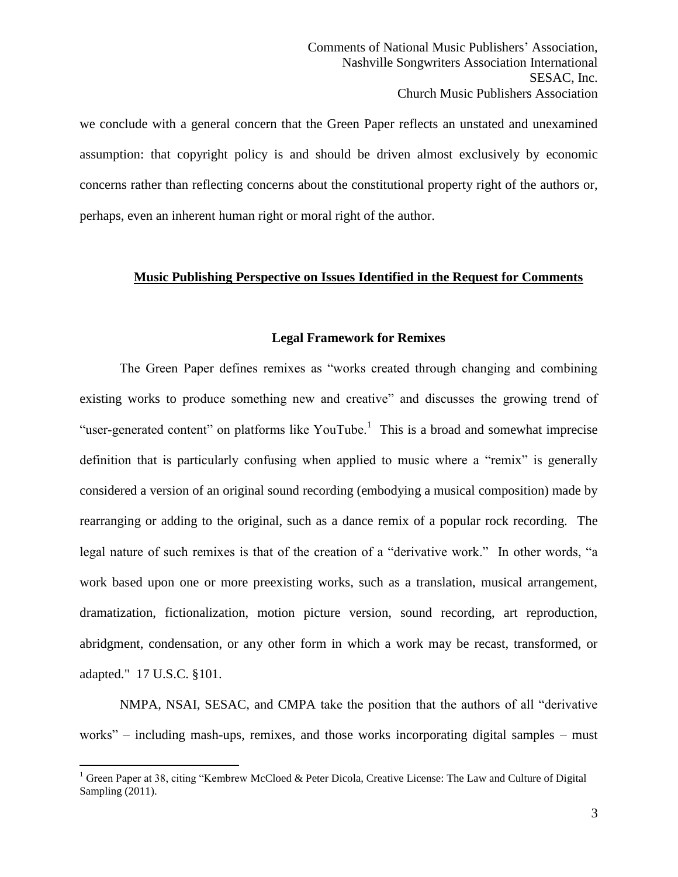we conclude with a general concern that the Green Paper reflects an unstated and unexamined assumption: that copyright policy is and should be driven almost exclusively by economic concerns rather than reflecting concerns about the constitutional property right of the authors or, perhaps, even an inherent human right or moral right of the author.

## **Music Publishing Perspective on Issues Identified in the Request for Comments**

### **Legal Framework for Remixes**

The Green Paper defines remixes as "works created through changing and combining existing works to produce something new and creative" and discusses the growing trend of "user-generated content" on platforms like YouTube.[1] This is a broad and somewhat imprecise definition that is particularly confusing when applied to music where a "remix" is generally considered a version of an original sound recording (embodying a musical composition) made by rearranging or adding to the original, such as a dance remix of a popular rock recording. The legal nature of such remixes is that of the creation of a "derivative work." In other words, "a work based upon one or more preexisting works, such as a translation, musical arrangement, dramatization, fictionalization, motion picture version, sound recording, art reproduction, abridgment, condensation, or any other form in which a work may be recast, transformed, or adapted." 17 U.S.C. §101.

NMPA, NSAI, SESAC, and CMPA take the position that the authors of all "derivative works" – including mash-ups, remixes, and those works incorporating digital samples – must

---

[1] Green Paper at 38, citing "Kembrew McCloed & Peter Dicola, Creative License: The Law and Culture of Digital Sampling (2011).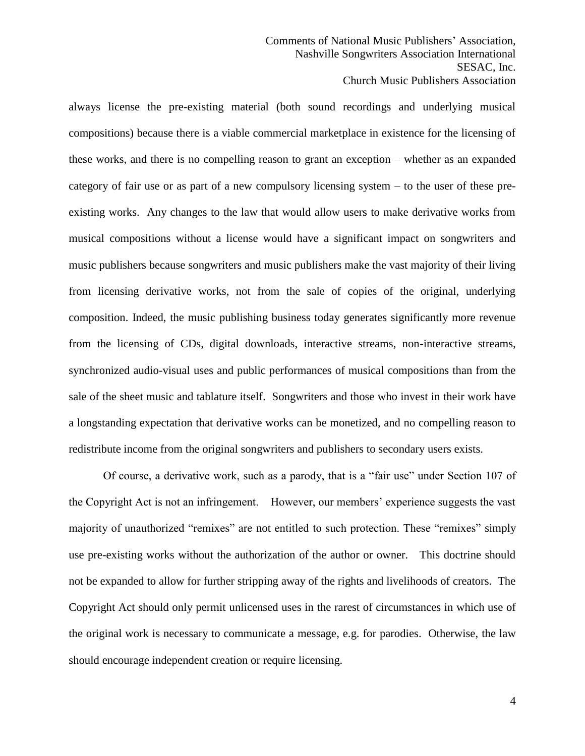always license the pre-existing material (both sound recordings and underlying musical compositions) because there is a viable commercial marketplace in existence for the licensing of these works, and there is no compelling reason to grant an exception – whether as an expanded category of fair use or as part of a new compulsory licensing system – to the user of these pre-existing works. Any changes to the law that would allow users to make derivative works from musical compositions without a license would have a significant impact on songwriters and music publishers because songwriters and music publishers make the vast majority of their living from licensing derivative works, not from the sale of copies of the original, underlying composition. Indeed, the music publishing business today generates significantly more revenue from the licensing of CDs, digital downloads, interactive streams, non-interactive streams, synchronized audio-visual uses and public performances of musical compositions than from the sale of the sheet music and tablature itself. Songwriters and those who invest in their work have a longstanding expectation that derivative works can be monetized, and no compelling reason to redistribute income from the original songwriters and publishers to secondary users exists.

Of course, a derivative work, such as a parody, that is a "fair use" under Section 107 of the Copyright Act is not an infringement. However, our members' experience suggests the vast majority of unauthorized "remixes" are not entitled to such protection. These "remixes" simply use pre-existing works without the authorization of the author or owner. This doctrine should not be expanded to allow for further stripping away of the rights and livelihoods of creators. The Copyright Act should only permit unlicensed uses in the rarest of circumstances in which use of the original work is necessary to communicate a message, e.g. for parodies. Otherwise, the law should encourage independent creation or require licensing.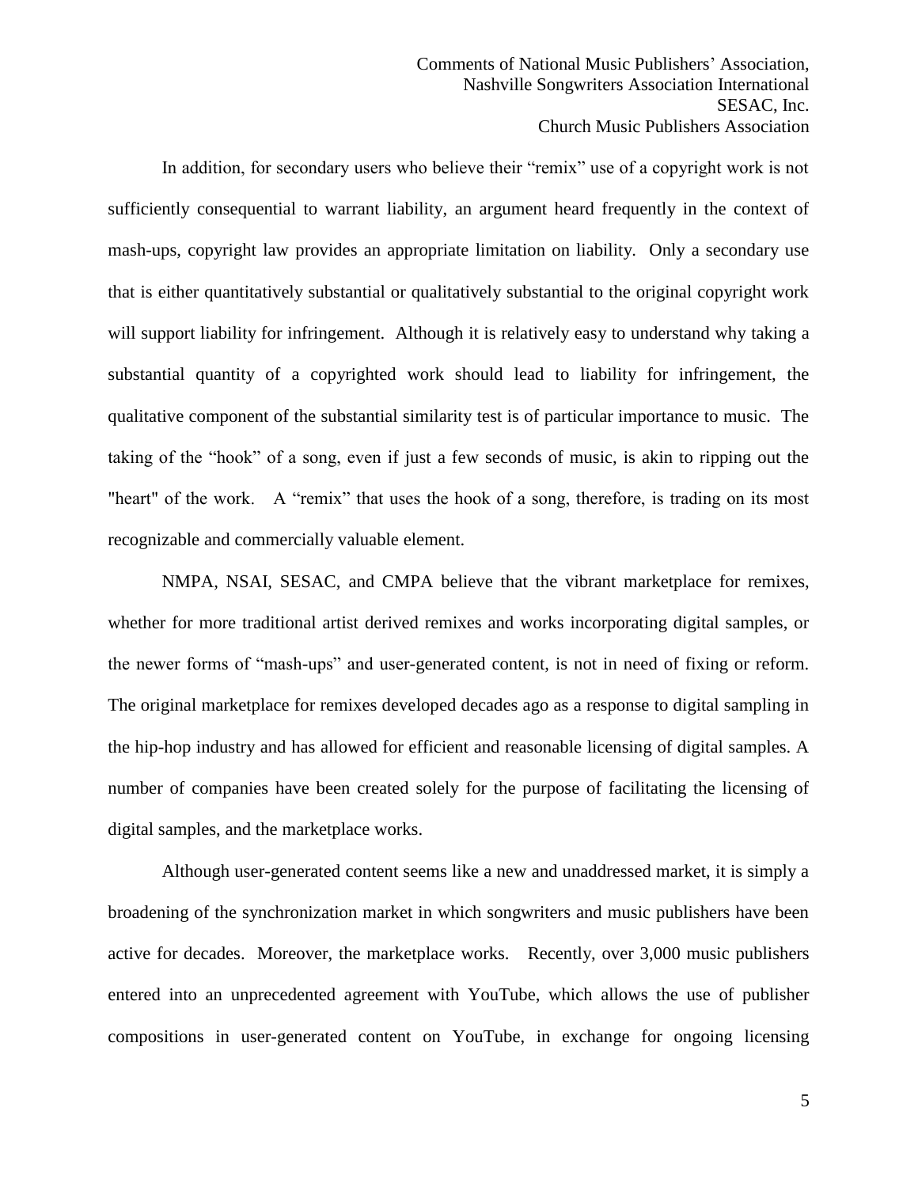In addition, for secondary users who believe their "remix" use of a copyright work is not sufficiently consequential to warrant liability, an argument heard frequently in the context of mash-ups, copyright law provides an appropriate limitation on liability. Only a secondary use that is either quantitatively substantial or qualitatively substantial to the original copyright work will support liability for infringement. Although it is relatively easy to understand why taking a substantial quantity of a copyrighted work should lead to liability for infringement, the qualitative component of the substantial similarity test is of particular importance to music. The taking of the "hook" of a song, even if just a few seconds of music, is akin to ripping out the "heart" of the work. A "remix" that uses the hook of a song, therefore, is trading on its most recognizable and commercially valuable element.

NMPA, NSAI, SESAC, and CMPA believe that the vibrant marketplace for remixes, whether for more traditional artist derived remixes and works incorporating digital samples, or the newer forms of "mash-ups" and user-generated content, is not in need of fixing or reform. The original marketplace for remixes developed decades ago as a response to digital sampling in the hip-hop industry and has allowed for efficient and reasonable licensing of digital samples. A number of companies have been created solely for the purpose of facilitating the licensing of digital samples, and the marketplace works.

Although user-generated content seems like a new and unaddressed market, it is simply a broadening of the synchronization market in which songwriters and music publishers have been active for decades. Moreover, the marketplace works. Recently, over 3,000 music publishers entered into an unprecedented agreement with YouTube, which allows the use of publisher compositions in user-generated content on YouTube, in exchange for ongoing licensing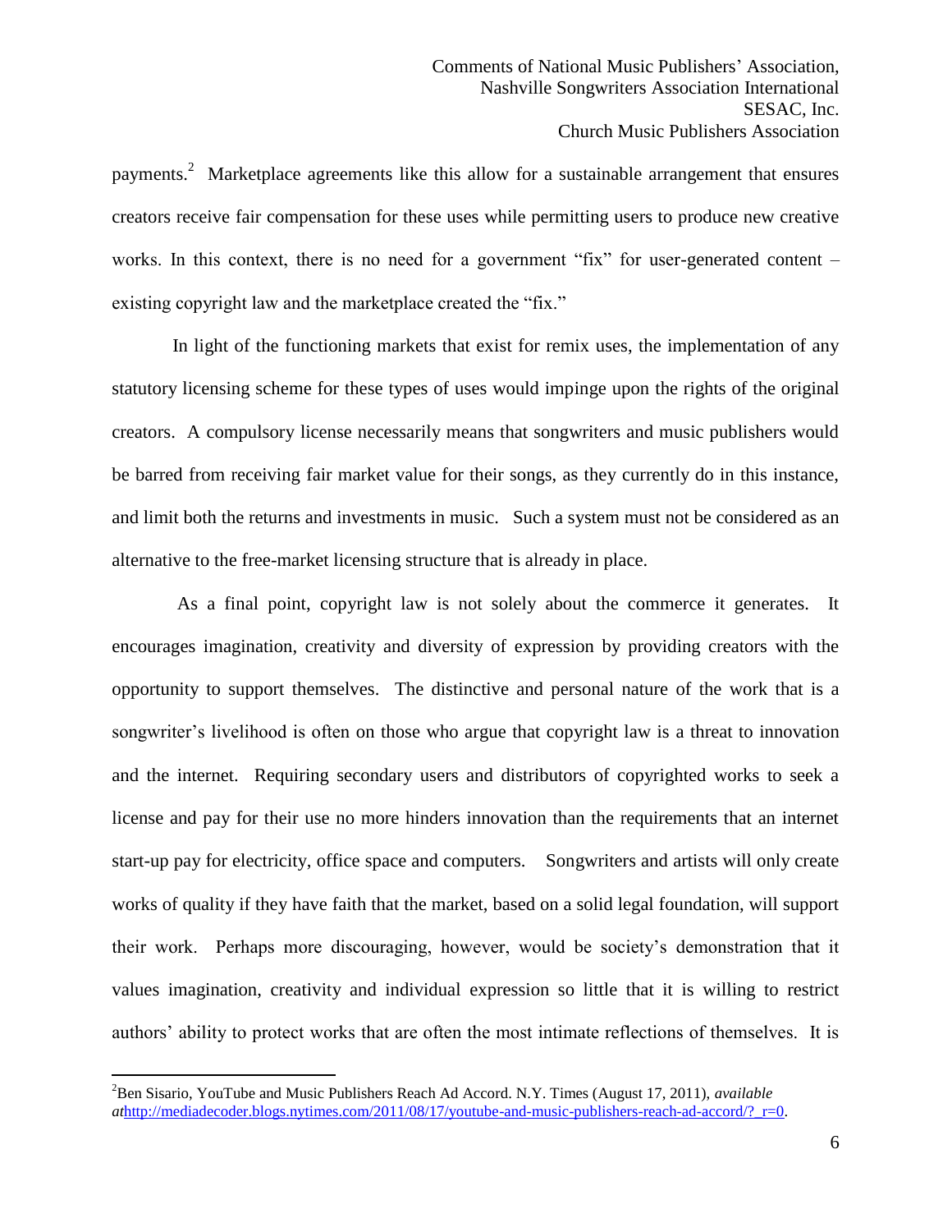payments.[2] Marketplace agreements like this allow for a sustainable arrangement that ensures creators receive fair compensation for these uses while permitting users to produce new creative works. In this context, there is no need for a government "fix" for user-generated content – existing copyright law and the marketplace created the "fix."

In light of the functioning markets that exist for remix uses, the implementation of any statutory licensing scheme for these types of uses would impinge upon the rights of the original creators. A compulsory license necessarily means that songwriters and music publishers would be barred from receiving fair market value for their songs, as they currently do in this instance, and limit both the returns and investments in music. Such a system must not be considered as an alternative to the free-market licensing structure that is already in place.

As a final point, copyright law is not solely about the commerce it generates. It encourages imagination, creativity and diversity of expression by providing creators with the opportunity to support themselves. The distinctive and personal nature of the work that is a songwriter's livelihood is often on those who argue that copyright law is a threat to innovation and the internet. Requiring secondary users and distributors of copyrighted works to seek a license and pay for their use no more hinders innovation than the requirements that an internet start-up pay for electricity, office space and computers. Songwriters and artists will only create works of quality if they have faith that the market, based on a solid legal foundation, will support their work. Perhaps more discouraging, however, would be society's demonstration that it values imagination, creativity and individual expression so little that it is willing to restrict authors' ability to protect works that are often the most intimate reflections of themselves. It is

---

[2] Ben Sisario, YouTube and Music Publishers Reach Ad Accord. N.Y. Times (August 17, 2011), *available at*http://mediadecoder.blogs.nytimes.com/2011/08/17/youtube-and-music-publishers-reach-ad-accord/?_r=0.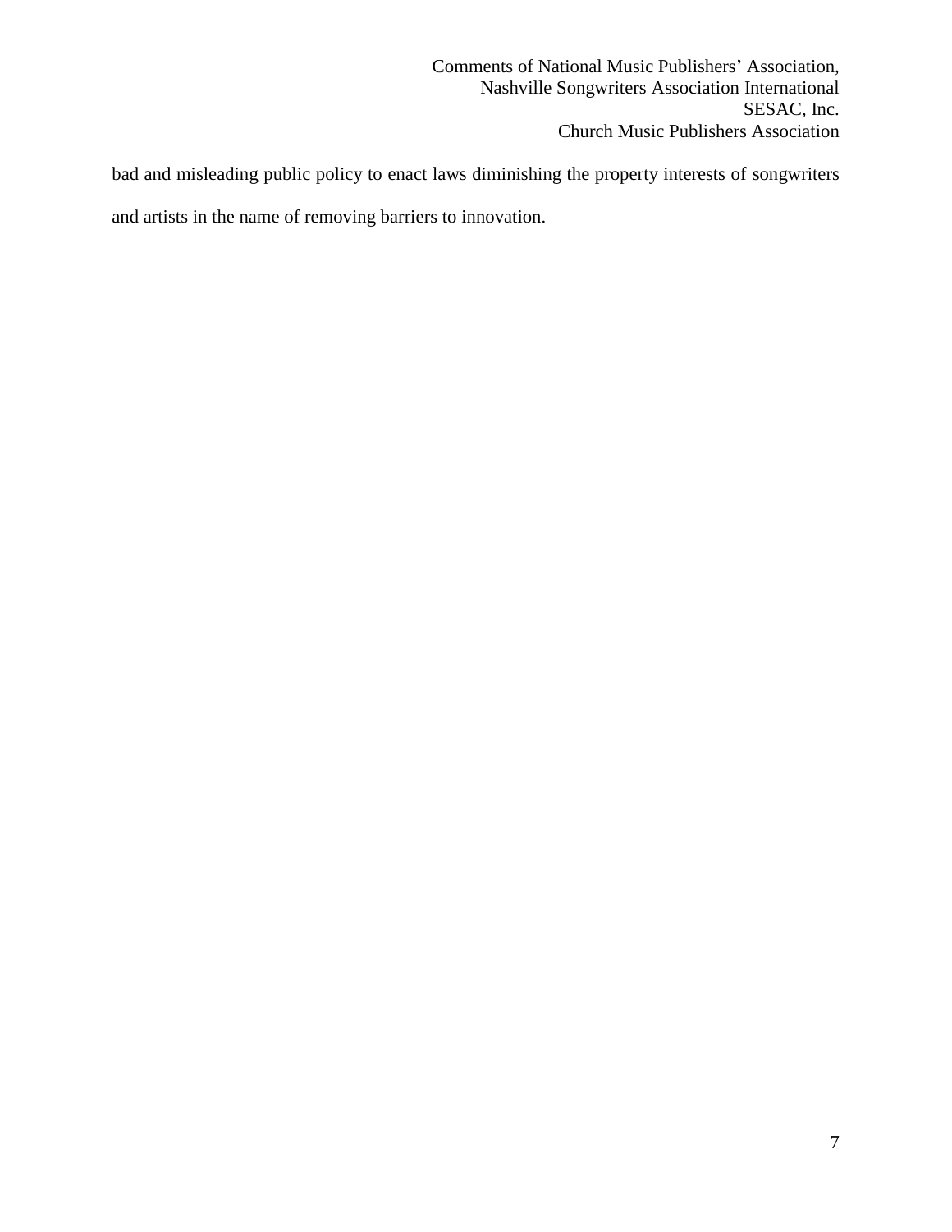bad and misleading public policy to enact laws diminishing the property interests of songwriters and artists in the name of removing barriers to innovation.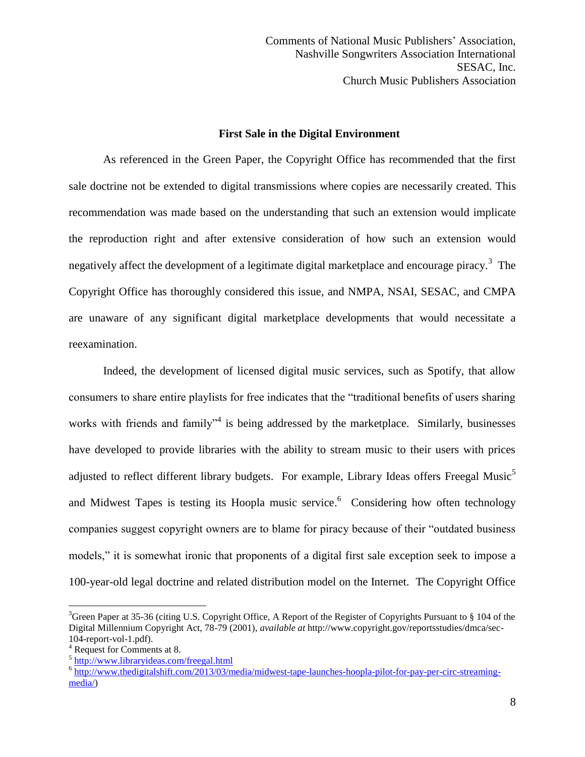## First Sale in the Digital Environment

As referenced in the Green Paper, the Copyright Office has recommended that the first sale doctrine not be extended to digital transmissions where copies are necessarily created. This recommendation was made based on the understanding that such an extension would implicate the reproduction right and after extensive consideration of how such an extension would negatively affect the development of a legitimate digital marketplace and encourage piracy.[3] The Copyright Office has thoroughly considered this issue, and NMPA, NSAI, SESAC, and CMPA are unaware of any significant digital marketplace developments that would necessitate a reexamination.

Indeed, the development of licensed digital music services, such as Spotify, that allow consumers to share entire playlists for free indicates that the "traditional benefits of users sharing works with friends and family"[4] is being addressed by the marketplace. Similarly, businesses have developed to provide libraries with the ability to stream music to their users with prices adjusted to reflect different library budgets. For example, Library Ideas offers Freegal Music[5] and Midwest Tapes is testing its Hoopla music service.[6] Considering how often technology companies suggest copyright owners are to blame for piracy because of their "outdated business models," it is somewhat ironic that proponents of a digital first sale exception seek to impose a 100-year-old legal doctrine and related distribution model on the Internet. The Copyright Office

---

[3] Green Paper at 35-36 (citing U.S. Copyright Office, A Report of the Register of Copyrights Pursuant to § 104 of the Digital Millennium Copyright Act, 78-79 (2001), *available at* http://www.copyright.gov/reportsstudies/dmca/sec-104-report-vol-1.pdf).

[4] Request for Comments at 8.

[5] http://www.libraryideas.com/freegal.html

[6] http://www.thedigitalshift.com/2013/03/media/midwest-tape-launches-hoopla-pilot-for-pay-per-circ-streaming-media/)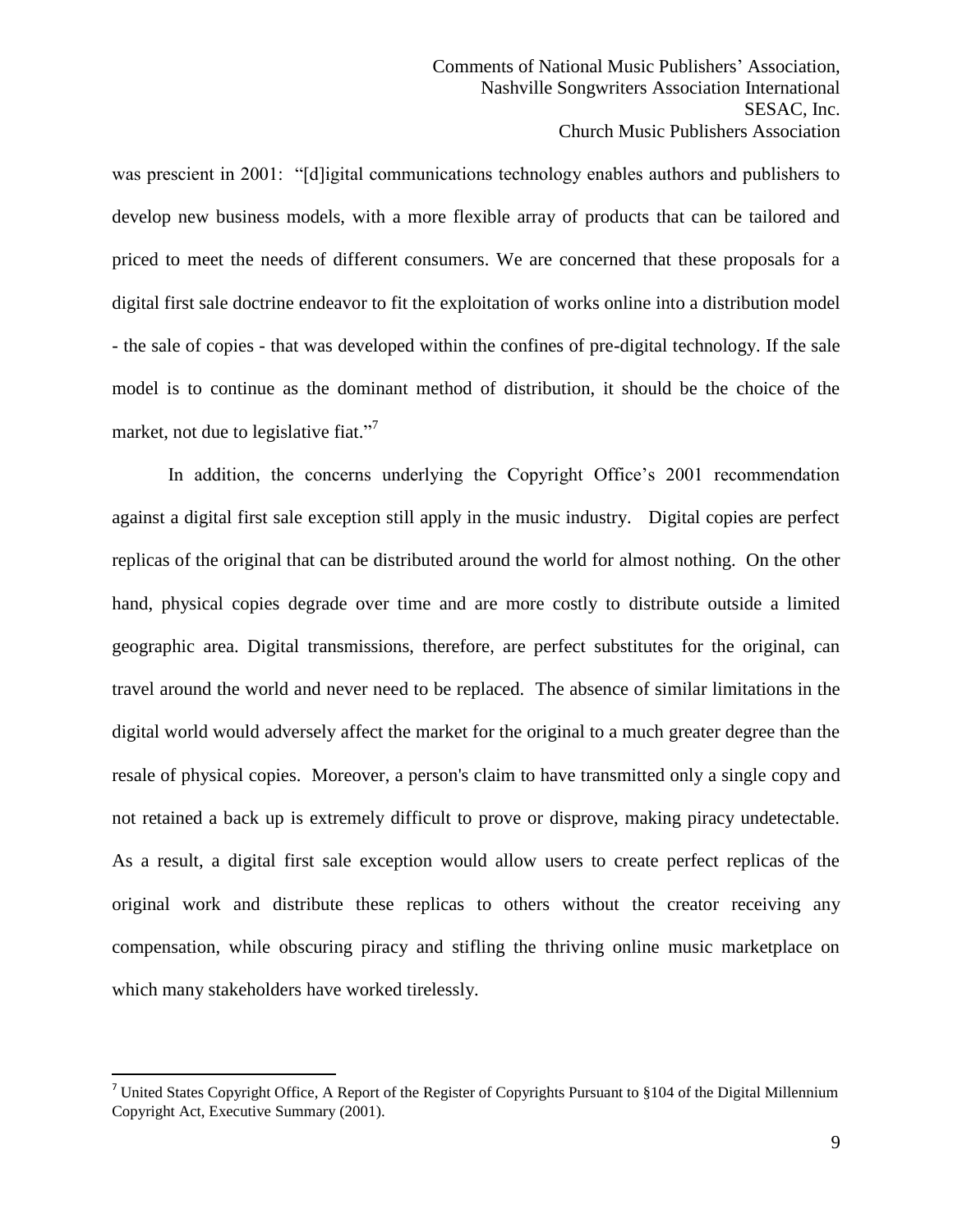was prescient in 2001: "[d]igital communications technology enables authors and publishers to develop new business models, with a more flexible array of products that can be tailored and priced to meet the needs of different consumers. We are concerned that these proposals for a digital first sale doctrine endeavor to fit the exploitation of works online into a distribution model - the sale of copies - that was developed within the confines of pre-digital technology. If the sale model is to continue as the dominant method of distribution, it should be the choice of the market, not due to legislative fiat."[7]

In addition, the concerns underlying the Copyright Office's 2001 recommendation against a digital first sale exception still apply in the music industry. Digital copies are perfect replicas of the original that can be distributed around the world for almost nothing. On the other hand, physical copies degrade over time and are more costly to distribute outside a limited geographic area. Digital transmissions, therefore, are perfect substitutes for the original, can travel around the world and never need to be replaced. The absence of similar limitations in the digital world would adversely affect the market for the original to a much greater degree than the resale of physical copies. Moreover, a person's claim to have transmitted only a single copy and not retained a back up is extremely difficult to prove or disprove, making piracy undetectable. As a result, a digital first sale exception would allow users to create perfect replicas of the original work and distribute these replicas to others without the creator receiving any compensation, while obscuring piracy and stifling the thriving online music marketplace on which many stakeholders have worked tirelessly.

---

[7] United States Copyright Office, A Report of the Register of Copyrights Pursuant to §104 of the Digital Millennium Copyright Act, Executive Summary (2001).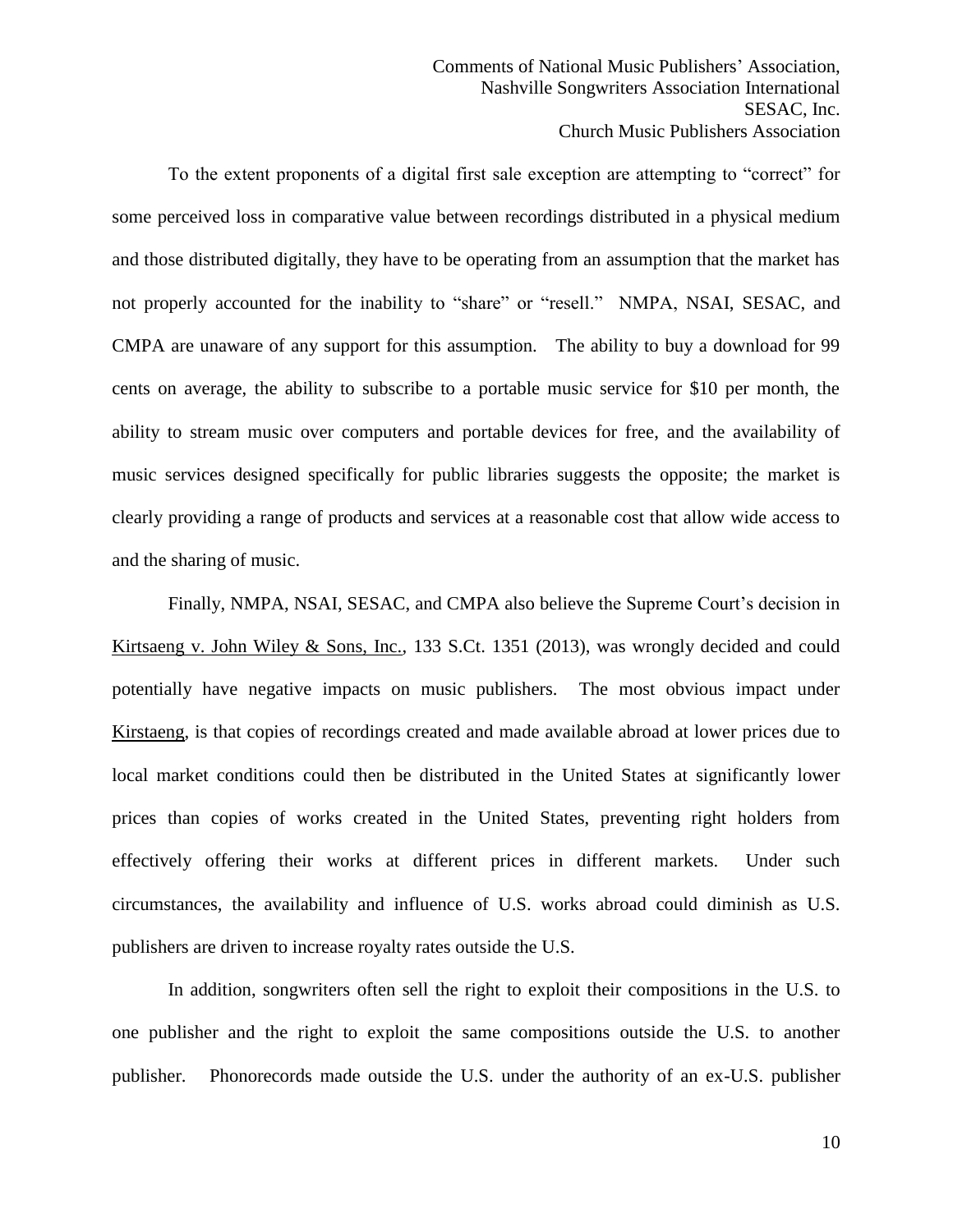To the extent proponents of a digital first sale exception are attempting to "correct" for some perceived loss in comparative value between recordings distributed in a physical medium and those distributed digitally, they have to be operating from an assumption that the market has not properly accounted for the inability to "share" or "resell." NMPA, NSAI, SESAC, and CMPA are unaware of any support for this assumption. The ability to buy a download for 99 cents on average, the ability to subscribe to a portable music service for $10 per month, the ability to stream music over computers and portable devices for free, and the availability of music services designed specifically for public libraries suggests the opposite; the market is clearly providing a range of products and services at a reasonable cost that allow wide access to and the sharing of music.

Finally, NMPA, NSAI, SESAC, and CMPA also believe the Supreme Court's decision in Kirtsaeng v. John Wiley & Sons, Inc., 133 S.Ct. 1351 (2013), was wrongly decided and could potentially have negative impacts on music publishers. The most obvious impact under Kirstaeng, is that copies of recordings created and made available abroad at lower prices due to local market conditions could then be distributed in the United States at significantly lower prices than copies of works created in the United States, preventing right holders from effectively offering their works at different prices in different markets. Under such circumstances, the availability and influence of U.S. works abroad could diminish as U.S. publishers are driven to increase royalty rates outside the U.S.

In addition, songwriters often sell the right to exploit their compositions in the U.S. to one publisher and the right to exploit the same compositions outside the U.S. to another publisher. Phonorecords made outside the U.S. under the authority of an ex-U.S. publisher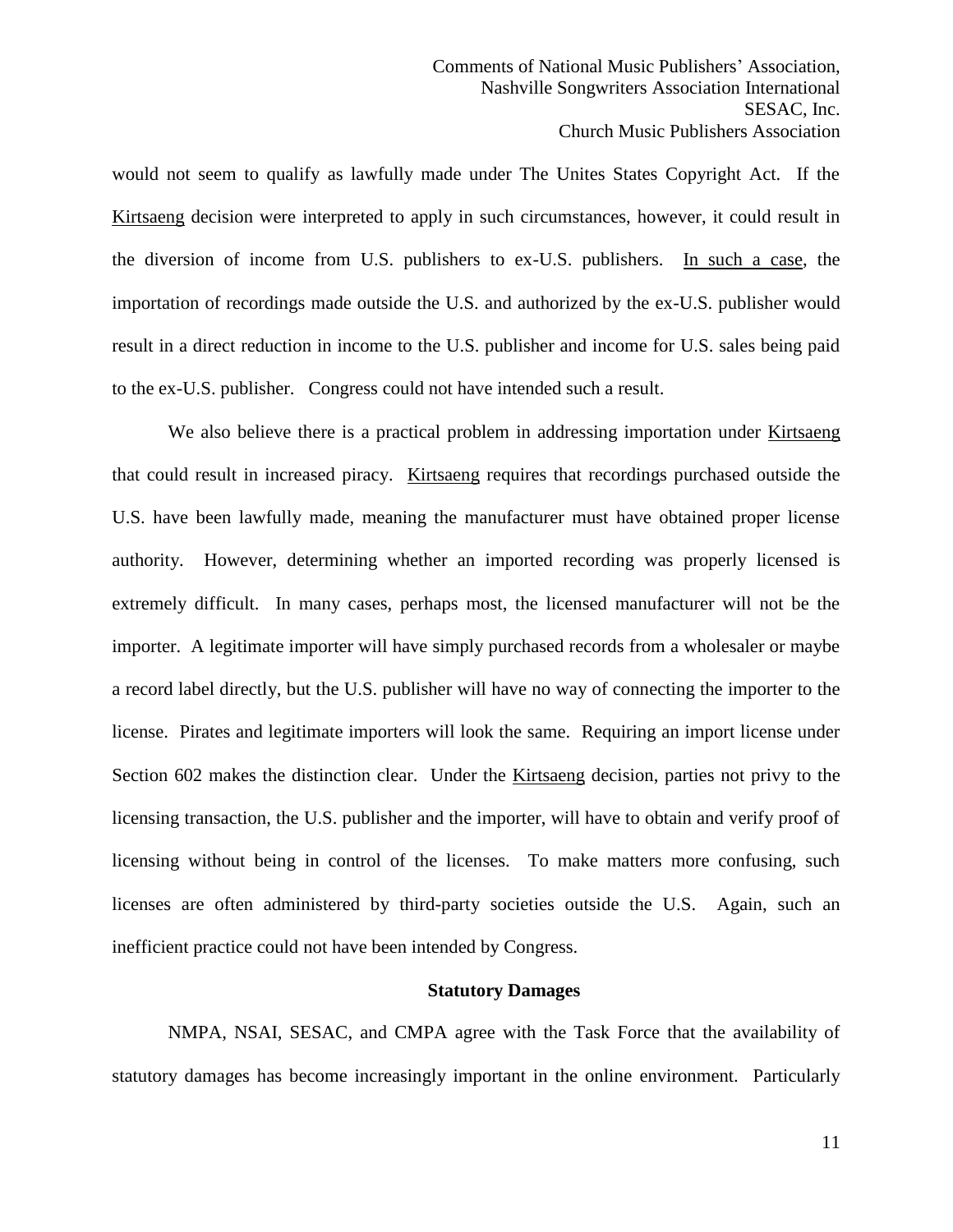would not seem to qualify as lawfully made under The Unites States Copyright Act. If the Kirtsaeng decision were interpreted to apply in such circumstances, however, it could result in the diversion of income from U.S. publishers to ex-U.S. publishers. In such a case, the importation of recordings made outside the U.S. and authorized by the ex-U.S. publisher would result in a direct reduction in income to the U.S. publisher and income for U.S. sales being paid to the ex-U.S. publisher. Congress could not have intended such a result.

We also believe there is a practical problem in addressing importation under Kirtsaeng that could result in increased piracy. Kirtsaeng requires that recordings purchased outside the U.S. have been lawfully made, meaning the manufacturer must have obtained proper license authority. However, determining whether an imported recording was properly licensed is extremely difficult. In many cases, perhaps most, the licensed manufacturer will not be the importer. A legitimate importer will have simply purchased records from a wholesaler or maybe a record label directly, but the U.S. publisher will have no way of connecting the importer to the license. Pirates and legitimate importers will look the same. Requiring an import license under Section 602 makes the distinction clear. Under the Kirtsaeng decision, parties not privy to the licensing transaction, the U.S. publisher and the importer, will have to obtain and verify proof of licensing without being in control of the licenses. To make matters more confusing, such licenses are often administered by third-party societies outside the U.S. Again, such an inefficient practice could not have been intended by Congress.

## Statutory Damages

NMPA, NSAI, SESAC, and CMPA agree with the Task Force that the availability of statutory damages has become increasingly important in the online environment. Particularly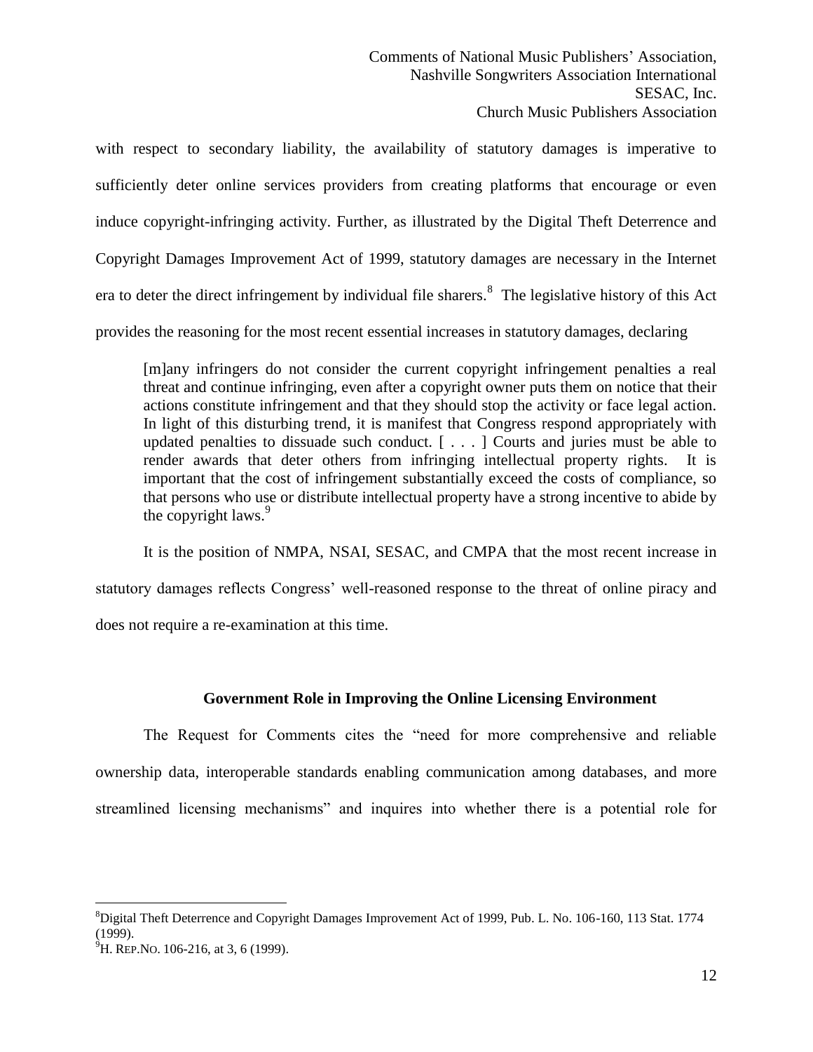with respect to secondary liability, the availability of statutory damages is imperative to sufficiently deter online services providers from creating platforms that encourage or even induce copyright-infringing activity. Further, as illustrated by the Digital Theft Deterrence and Copyright Damages Improvement Act of 1999, statutory damages are necessary in the Internet era to deter the direct infringement by individual file sharers.[8] The legislative history of this Act provides the reasoning for the most recent essential increases in statutory damages, declaring

> [m]any infringers do not consider the current copyright infringement penalties a real threat and continue infringing, even after a copyright owner puts them on notice that their actions constitute infringement and that they should stop the activity or face legal action. In light of this disturbing trend, it is manifest that Congress respond appropriately with updated penalties to dissuade such conduct. [ . . . ] Courts and juries must be able to render awards that deter others from infringing intellectual property rights. It is important that the cost of infringement substantially exceed the costs of compliance, so that persons who use or distribute intellectual property have a strong incentive to abide by the copyright laws.[9]

It is the position of NMPA, NSAI, SESAC, and CMPA that the most recent increase in statutory damages reflects Congress' well-reasoned response to the threat of online piracy and does not require a re-examination at this time.

## Government Role in Improving the Online Licensing Environment

The Request for Comments cites the "need for more comprehensive and reliable ownership data, interoperable standards enabling communication among databases, and more streamlined licensing mechanisms" and inquires into whether there is a potential role for

---

[8] Digital Theft Deterrence and Copyright Damages Improvement Act of 1999, Pub. L. No. 106-160, 113 Stat. 1774 (1999).

[9] H. REP. NO. 106-216, at 3, 6 (1999).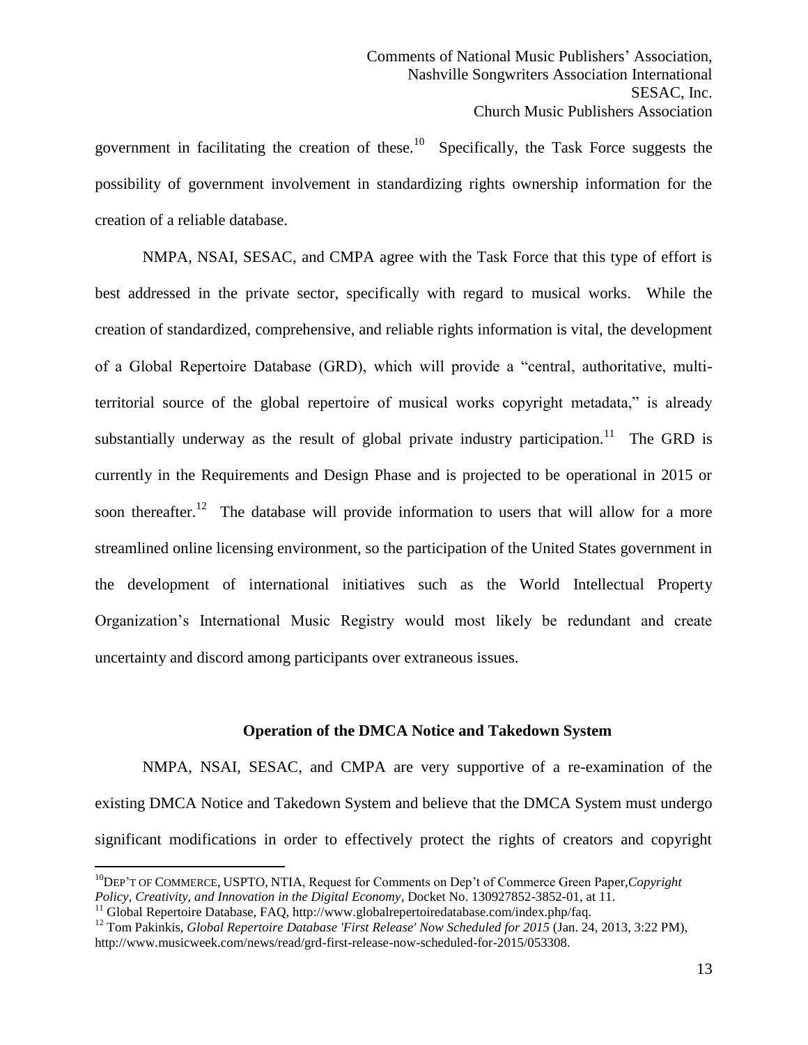government in facilitating the creation of these.[10] Specifically, the Task Force suggests the possibility of government involvement in standardizing rights ownership information for the creation of a reliable database.

NMPA, NSAI, SESAC, and CMPA agree with the Task Force that this type of effort is best addressed in the private sector, specifically with regard to musical works. While the creation of standardized, comprehensive, and reliable rights information is vital, the development of a Global Repertoire Database (GRD), which will provide a "central, authoritative, multi-territorial source of the global repertoire of musical works copyright metadata," is already substantially underway as the result of global private industry participation.[11] The GRD is currently in the Requirements and Design Phase and is projected to be operational in 2015 or soon thereafter.[12] The database will provide information to users that will allow for a more streamlined online licensing environment, so the participation of the United States government in the development of international initiatives such as the World Intellectual Property Organization's International Music Registry would most likely be redundant and create uncertainty and discord among participants over extraneous issues.

**Operation of the DMCA Notice and Takedown System**

NMPA, NSAI, SESAC, and CMPA are very supportive of a re-examination of the existing DMCA Notice and Takedown System and believe that the DMCA System must undergo significant modifications in order to effectively protect the rights of creators and copyright

---

[10] DEP'T OF COMMERCE, USPTO, NTIA, Request for Comments on Dep't of Commerce Green Paper, *Copyright Policy, Creativity, and Innovation in the Digital Economy*, Docket No. 130927852-3852-01, at 11.

[11] Global Repertoire Database, FAQ, http://www.globalrepertoiredatabase.com/index.php/faq.

[12] Tom Pakinkis, *Global Repertoire Database 'First Release' Now Scheduled for 2015* (Jan. 24, 2013, 3:22 PM), http://www.musicweek.com/news/read/grd-first-release-now-scheduled-for-2015/053308.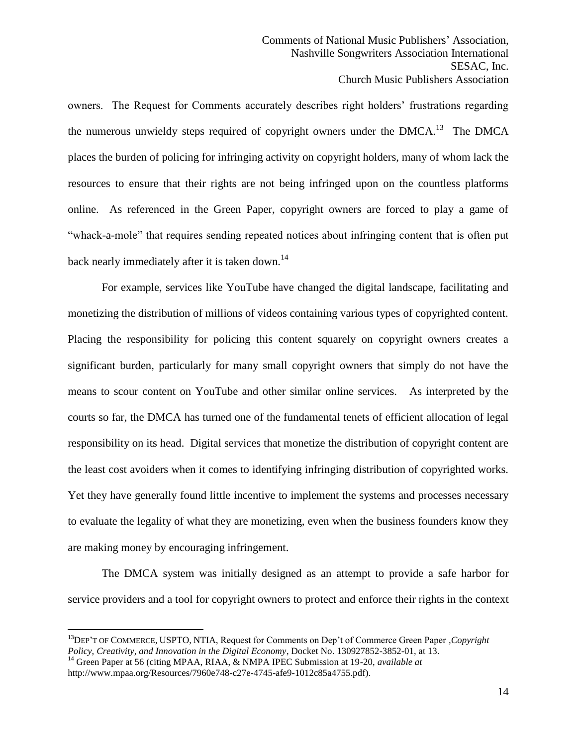owners. The Request for Comments accurately describes right holders' frustrations regarding the numerous unwieldy steps required of copyright owners under the DMCA.[13] The DMCA places the burden of policing for infringing activity on copyright holders, many of whom lack the resources to ensure that their rights are not being infringed upon on the countless platforms online. As referenced in the Green Paper, copyright owners are forced to play a game of "whack-a-mole" that requires sending repeated notices about infringing content that is often put back nearly immediately after it is taken down.[14]

For example, services like YouTube have changed the digital landscape, facilitating and monetizing the distribution of millions of videos containing various types of copyrighted content. Placing the responsibility for policing this content squarely on copyright owners creates a significant burden, particularly for many small copyright owners that simply do not have the means to scour content on YouTube and other similar online services. As interpreted by the courts so far, the DMCA has turned one of the fundamental tenets of efficient allocation of legal responsibility on its head. Digital services that monetize the distribution of copyright content are the least cost avoiders when it comes to identifying infringing distribution of copyrighted works. Yet they have generally found little incentive to implement the systems and processes necessary to evaluate the legality of what they are monetizing, even when the business founders know they are making money by encouraging infringement.

The DMCA system was initially designed as an attempt to provide a safe harbor for service providers and a tool for copyright owners to protect and enforce their rights in the context

---

[13] DEP'T OF COMMERCE, USPTO, NTIA, Request for Comments on Dep't of Commerce Green Paper ,*Copyright Policy, Creativity, and Innovation in the Digital Economy*, Docket No. 130927852-3852-01, at 13.

[14] Green Paper at 56 (citing MPAA, RIAA, & NMPA IPEC Submission at 19-20, *available at* http://www.mpaa.org/Resources/7960e748-c27e-4745-afe9-1012c85a4755.pdf).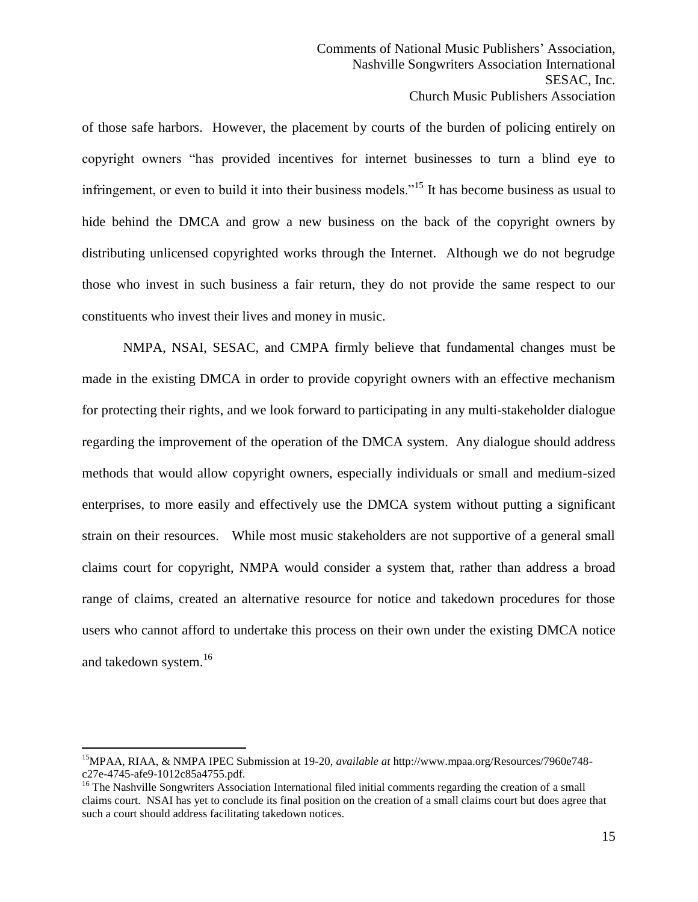of those safe harbors. However, the placement by courts of the burden of policing entirely on copyright owners "has provided incentives for internet businesses to turn a blind eye to infringement, or even to build it into their business models."[15] It has become business as usual to hide behind the DMCA and grow a new business on the back of the copyright owners by distributing unlicensed copyrighted works through the Internet. Although we do not begrudge those who invest in such business a fair return, they do not provide the same respect to our constituents who invest their lives and money in music.

NMPA, NSAI, SESAC, and CMPA firmly believe that fundamental changes must be made in the existing DMCA in order to provide copyright owners with an effective mechanism for protecting their rights, and we look forward to participating in any multi-stakeholder dialogue regarding the improvement of the operation of the DMCA system. Any dialogue should address methods that would allow copyright owners, especially individuals or small and medium-sized enterprises, to more easily and effectively use the DMCA system without putting a significant strain on their resources. While most music stakeholders are not supportive of a general small claims court for copyright, NMPA would consider a system that, rather than address a broad range of claims, created an alternative resource for notice and takedown procedures for those users who cannot afford to undertake this process on their own under the existing DMCA notice and takedown system.[16]

---

[15] MPAA, RIAA, & NMPA IPEC Submission at 19-20, *available at* http://www.mpaa.org/Resources/7960e748-c27e-4745-afe9-1012c85a4755.pdf.

[16] The Nashville Songwriters Association International filed initial comments regarding the creation of a small claims court. NSAI has yet to conclude its final position on the creation of a small claims court but does agree that such a court should address facilitating takedown notices.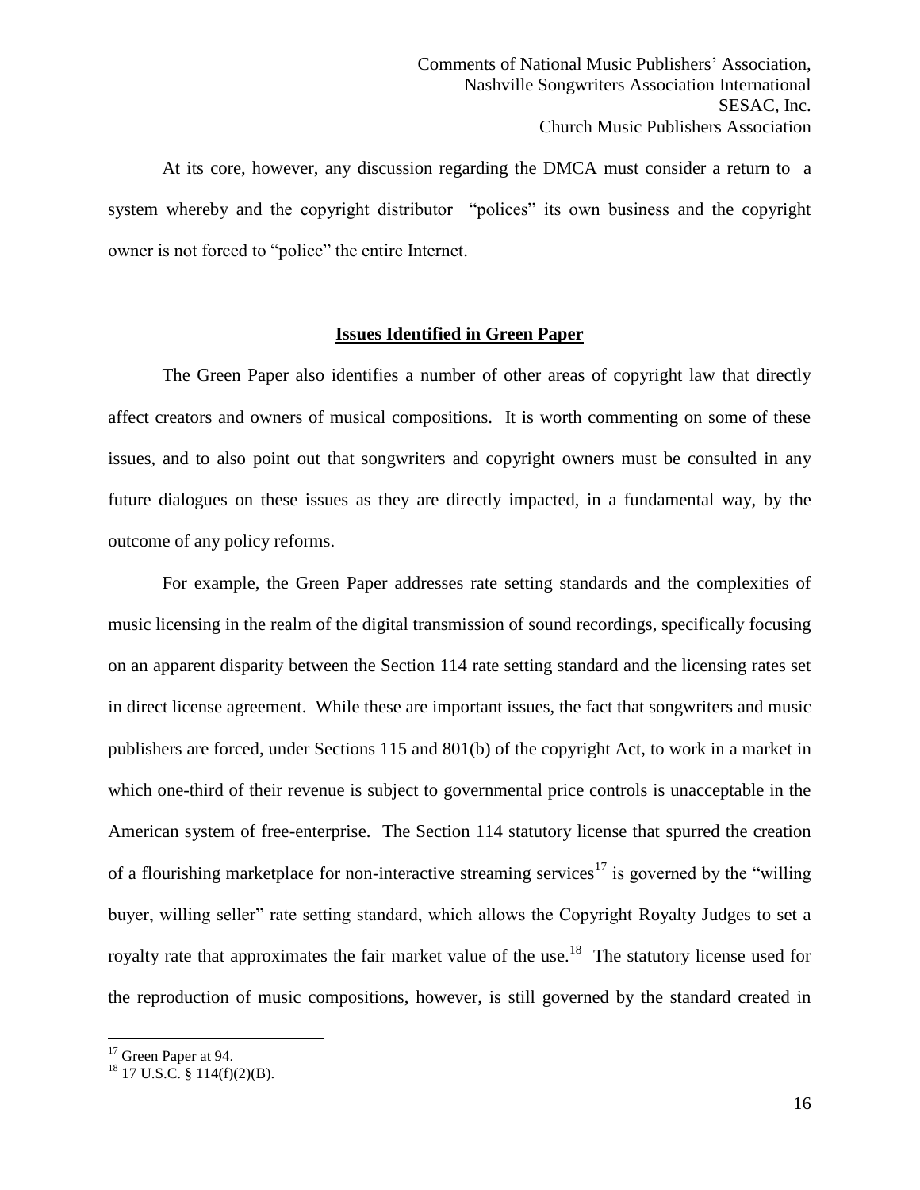At its core, however, any discussion regarding the DMCA must consider a return to a system whereby and the copyright distributor "polices" its own business and the copyright owner is not forced to "police" the entire Internet.

## Issues Identified in Green Paper

The Green Paper also identifies a number of other areas of copyright law that directly affect creators and owners of musical compositions. It is worth commenting on some of these issues, and to also point out that songwriters and copyright owners must be consulted in any future dialogues on these issues as they are directly impacted, in a fundamental way, by the outcome of any policy reforms.

For example, the Green Paper addresses rate setting standards and the complexities of music licensing in the realm of the digital transmission of sound recordings, specifically focusing on an apparent disparity between the Section 114 rate setting standard and the licensing rates set in direct license agreement. While these are important issues, the fact that songwriters and music publishers are forced, under Sections 115 and 801(b) of the copyright Act, to work in a market in which one-third of their revenue is subject to governmental price controls is unacceptable in the American system of free-enterprise. The Section 114 statutory license that spurred the creation of a flourishing marketplace for non-interactive streaming services[17] is governed by the "willing buyer, willing seller" rate setting standard, which allows the Copyright Royalty Judges to set a royalty rate that approximates the fair market value of the use.[18] The statutory license used for the reproduction of music compositions, however, is still governed by the standard created in

---

[17] Green Paper at 94.

[18] 17 U.S.C. § 114(f)(2)(B).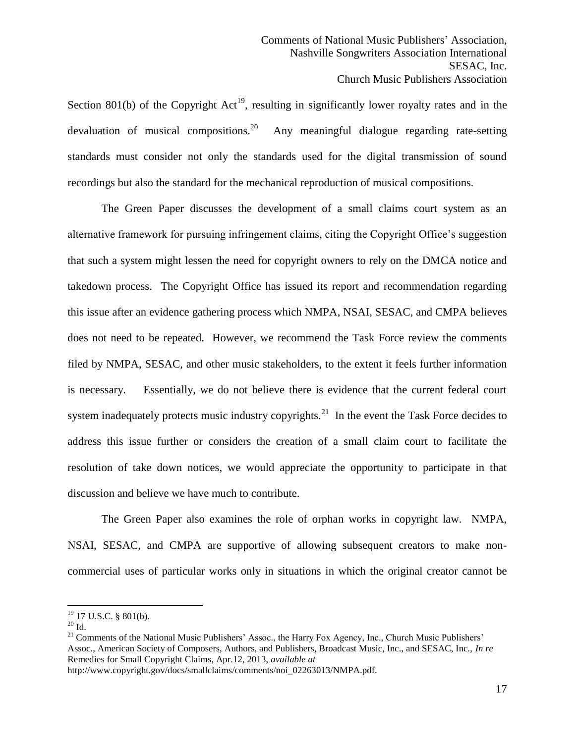Section 801(b) of the Copyright Act[19], resulting in significantly lower royalty rates and in the devaluation of musical compositions.[20] Any meaningful dialogue regarding rate-setting standards must consider not only the standards used for the digital transmission of sound recordings but also the standard for the mechanical reproduction of musical compositions.

The Green Paper discusses the development of a small claims court system as an alternative framework for pursuing infringement claims, citing the Copyright Office's suggestion that such a system might lessen the need for copyright owners to rely on the DMCA notice and takedown process. The Copyright Office has issued its report and recommendation regarding this issue after an evidence gathering process which NMPA, NSAI, SESAC, and CMPA believes does not need to be repeated. However, we recommend the Task Force review the comments filed by NMPA, SESAC, and other music stakeholders, to the extent it feels further information is necessary. Essentially, we do not believe there is evidence that the current federal court system inadequately protects music industry copyrights.[21] In the event the Task Force decides to address this issue further or considers the creation of a small claim court to facilitate the resolution of take down notices, we would appreciate the opportunity to participate in that discussion and believe we have much to contribute.

The Green Paper also examines the role of orphan works in copyright law. NMPA, NSAI, SESAC, and CMPA are supportive of allowing subsequent creators to make non-commercial uses of particular works only in situations in which the original creator cannot be

---

[19] 17 U.S.C. § 801(b).

[20] Id.

[21] Comments of the National Music Publishers' Assoc., the Harry Fox Agency, Inc., Church Music Publishers' Assoc., American Society of Composers, Authors, and Publishers, Broadcast Music, Inc., and SESAC, Inc., *In re* Remedies for Small Copyright Claims, Apr.12, 2013, *available at* http://www.copyright.gov/docs/smallclaims/comments/noi_02263013/NMPA.pdf.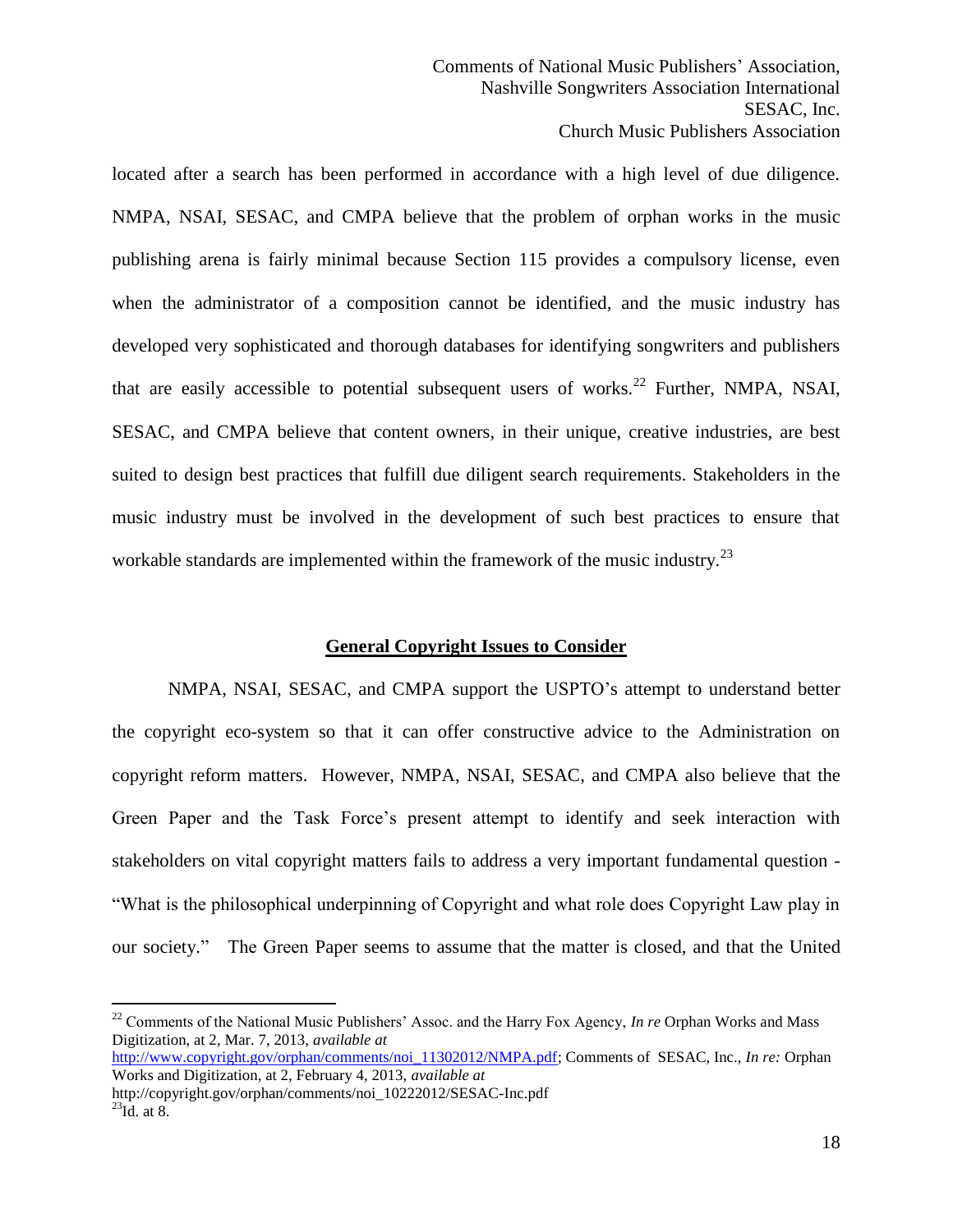located after a search has been performed in accordance with a high level of due diligence. NMPA, NSAI, SESAC, and CMPA believe that the problem of orphan works in the music publishing arena is fairly minimal because Section 115 provides a compulsory license, even when the administrator of a composition cannot be identified, and the music industry has developed very sophisticated and thorough databases for identifying songwriters and publishers that are easily accessible to potential subsequent users of works.[22] Further, NMPA, NSAI, SESAC, and CMPA believe that content owners, in their unique, creative industries, are best suited to design best practices that fulfill due diligent search requirements. Stakeholders in the music industry must be involved in the development of such best practices to ensure that workable standards are implemented within the framework of the music industry.[23]

## General Copyright Issues to Consider

NMPA, NSAI, SESAC, and CMPA support the USPTO's attempt to understand better the copyright eco-system so that it can offer constructive advice to the Administration on copyright reform matters. However, NMPA, NSAI, SESAC, and CMPA also believe that the Green Paper and the Task Force's present attempt to identify and seek interaction with stakeholders on vital copyright matters fails to address a very important fundamental question - "What is the philosophical underpinning of Copyright and what role does Copyright Law play in our society." The Green Paper seems to assume that the matter is closed, and that the United

---

[22] Comments of the National Music Publishers' Assoc. and the Harry Fox Agency, *In re* Orphan Works and Mass Digitization, at 2, Mar. 7, 2013, *available at* http://www.copyright.gov/orphan/comments/noi_11302012/NMPA.pdf; Comments of SESAC, Inc., *In re:* Orphan Works and Digitization, at 2, February 4, 2013, *available at* http://copyright.gov/orphan/comments/noi_10222012/SESAC-Inc.pdf

[23] Id. at 8.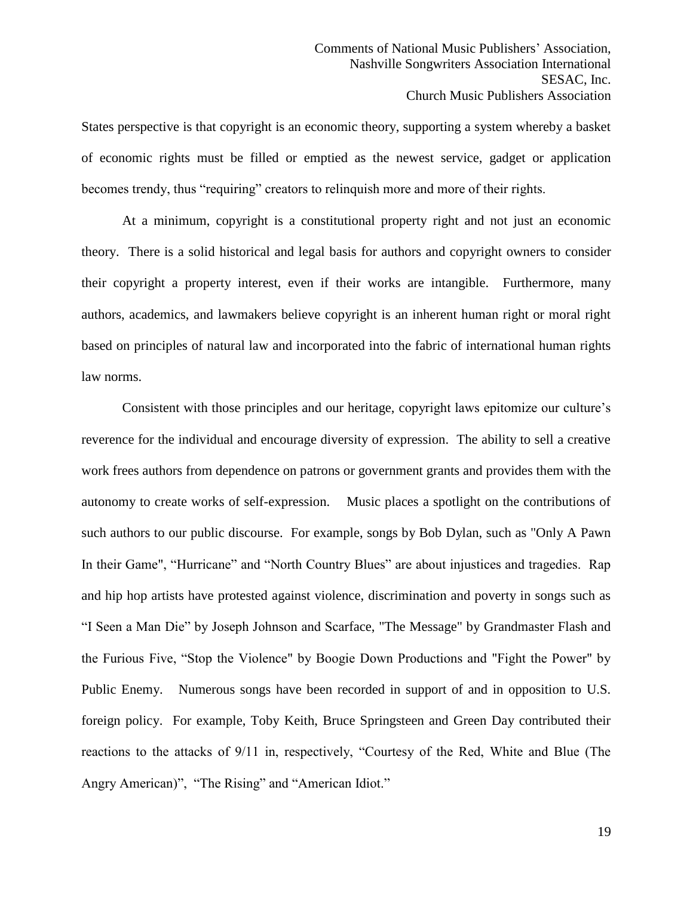States perspective is that copyright is an economic theory, supporting a system whereby a basket of economic rights must be filled or emptied as the newest service, gadget or application becomes trendy, thus "requiring" creators to relinquish more and more of their rights.

At a minimum, copyright is a constitutional property right and not just an economic theory. There is a solid historical and legal basis for authors and copyright owners to consider their copyright a property interest, even if their works are intangible. Furthermore, many authors, academics, and lawmakers believe copyright is an inherent human right or moral right based on principles of natural law and incorporated into the fabric of international human rights law norms.

Consistent with those principles and our heritage, copyright laws epitomize our culture's reverence for the individual and encourage diversity of expression. The ability to sell a creative work frees authors from dependence on patrons or government grants and provides them with the autonomy to create works of self-expression. Music places a spotlight on the contributions of such authors to our public discourse. For example, songs by Bob Dylan, such as "Only A Pawn In their Game", "Hurricane" and "North Country Blues" are about injustices and tragedies. Rap and hip hop artists have protested against violence, discrimination and poverty in songs such as "I Seen a Man Die" by Joseph Johnson and Scarface, "The Message" by Grandmaster Flash and the Furious Five, "Stop the Violence" by Boogie Down Productions and "Fight the Power" by Public Enemy. Numerous songs have been recorded in support of and in opposition to U.S. foreign policy. For example, Toby Keith, Bruce Springsteen and Green Day contributed their reactions to the attacks of 9/11 in, respectively, "Courtesy of the Red, White and Blue (The Angry American)", "The Rising" and "American Idiot."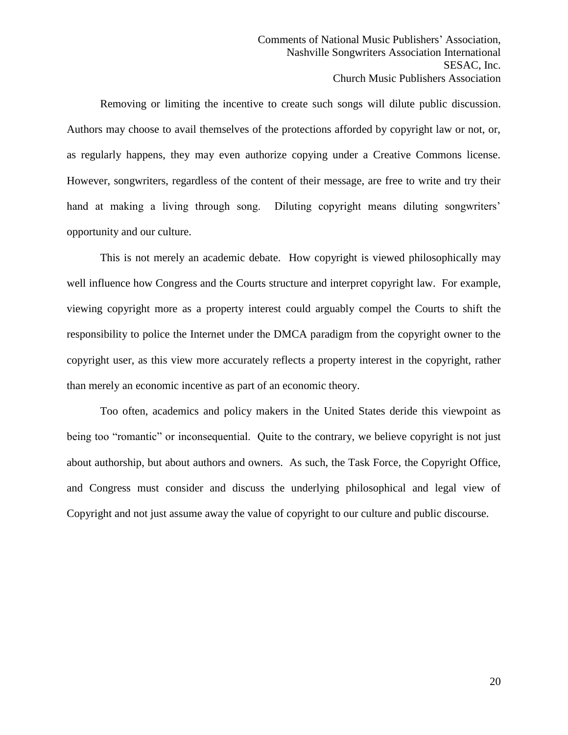Removing or limiting the incentive to create such songs will dilute public discussion. Authors may choose to avail themselves of the protections afforded by copyright law or not, or, as regularly happens, they may even authorize copying under a Creative Commons license. However, songwriters, regardless of the content of their message, are free to write and try their hand at making a living through song. Diluting copyright means diluting songwriters' opportunity and our culture.

This is not merely an academic debate. How copyright is viewed philosophically may well influence how Congress and the Courts structure and interpret copyright law. For example, viewing copyright more as a property interest could arguably compel the Courts to shift the responsibility to police the Internet under the DMCA paradigm from the copyright owner to the copyright user, as this view more accurately reflects a property interest in the copyright, rather than merely an economic incentive as part of an economic theory.

Too often, academics and policy makers in the United States deride this viewpoint as being too "romantic" or inconsequential. Quite to the contrary, we believe copyright is not just about authorship, but about authors and owners. As such, the Task Force, the Copyright Office, and Congress must consider and discuss the underlying philosophical and legal view of Copyright and not just assume away the value of copyright to our culture and public discourse.